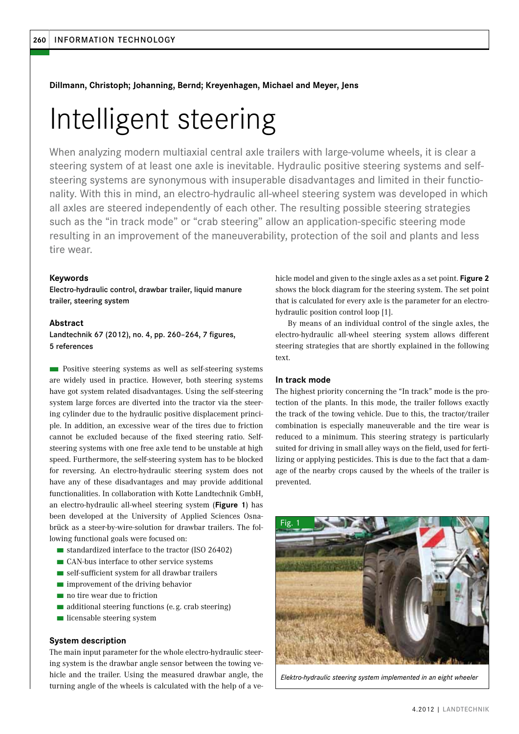**Dillmann, Christoph; Johanning, Bernd; Kreyenhagen, Michael and Meyer, Jens**

# Intelligent steering

When analyzing modern multiaxial central axle trailers with large-volume wheels, it is clear a steering system of at least one axle is inevitable. Hydraulic positive steering systems and self-steering systems are synonymous with insuperable disadvantages and limited in their functionality. With this in mind, an electro-hydraulic all-wheel steering system was developed in which all axles are steered independently of each other. The resulting possible steering strategies such as the "in track mode" or "crab steering" allow an application-specific steering mode resulting in an improvement of the maneuverability, protection of the soil and plants and less tire wear.

### Keywords

Electro-hydraulic control, drawbar trailer, liquid manure trailer, steering system

### Abstract

Landtechnik 67 (2012), no. 4, pp. 260–264, 7 figures, 5 references

Positive steering systems as well as self-steering systems are widely used in practice. However, both steering systems have got system related disadvantages. Using the self-steering system large forces are diverted into the tractor via the steering cylinder due to the hydraulic positive displacement principle. In addition, an excessive wear of the tires due to friction cannot be excluded because of the fixed steering ratio. Self-steering systems with one free axle tend to be unstable at high speed. Furthermore, the self-steering system has to be blocked for reversing. An electro-hydraulic steering system does not have any of these disadvantages and may provide additional functionalities. In collaboration with Kotte Landtechnik GmbH, an electro-hydraulic all-wheel steering system (**Figure 1**) has been developed at the University of Applied Sciences Osnabrück as a steer-by-wire-solution for drawbar trailers. The following functional goals were focused on:

- standardized interface to the tractor (ISO 26402)
- CAN-bus interface to other service systems
- self-sufficient system for all drawbar trailers
- improvement of the driving behavior
- no tire wear due to friction
- additional steering functions (e. g. crab steering)
- licensable steering system

### System description

The main input parameter for the whole electro-hydraulic steering system is the drawbar angle sensor between the towing vehicle and the trailer. Using the measured drawbar angle, the turning angle of the wheels is calculated with the help of a vehicle model and given to the single axles as a set point. **Figure 2** shows the block diagram for the steering system. The set point that is calculated for every axle is the parameter for an electro-hydraulic position control loop [1].

By means of an individual control of the single axles, the electro-hydraulic all-wheel steering system allows different steering strategies that are shortly explained in the following text.

### In track mode

The highest priority concerning the "In track" mode is the protection of the plants. In this mode, the trailer follows exactly the track of the towing vehicle. Due to this, the tractor/trailer combination is especially maneuverable and the tire wear is reduced to a minimum. This steering strategy is particularly suited for driving in small alley ways on the field, used for fertilizing or applying pesticides. This is due to the fact that a damage of the nearby crops caused by the wheels of the trailer is prevented.

Fig. 1

*Elektro-hydraulic steering system implemented in an eight wheeler*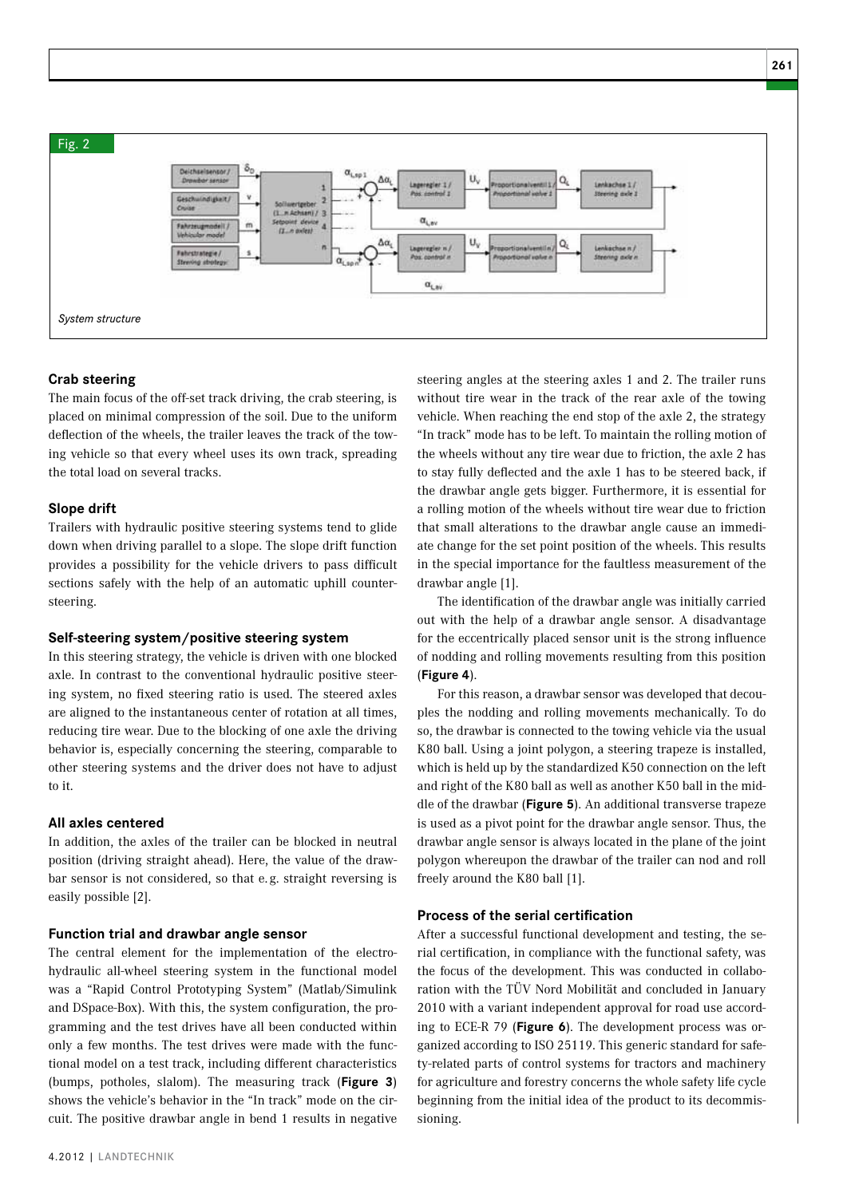Fig. 2

System structure

### Crab steering

The main focus of the off-set track driving, the crab steering, is placed on minimal compression of the soil. Due to the uniform deflection of the wheels, the trailer leaves the track of the towing vehicle so that every wheel uses its own track, spreading the total load on several tracks.

### Slope drift

Trailers with hydraulic positive steering systems tend to glide down when driving parallel to a slope. The slope drift function provides a possibility for the vehicle drivers to pass difficult sections safely with the help of an automatic counter-steering.

### Self-steering system/positive steering system

In this steering strategy, the vehicle is driven with one blocked axle. In contrast to the conventional hydraulic positive steering system, no fixed steering ratio is used. The steered axles are aligned to the instantaneous center of rotation at all times, reducing tire wear. Due to the blocking of one axle the driving behavior is, especially concerning the steering, comparable to other steering systems and the driver does not have to adjust to it.

### All axles centered

In addition, the axles of the trailer can be blocked in neutral position (driving straight ahead). Here, the value of the drawbar sensor is not considered, so that e.g. straight reversing is easily possible [2].

### Function trial and drawbar angle sensor

The central element for the implementation of the electro-hydraulic all-wheel steering system in the functional model was a "Rapid Control Prototyping System" (Matlab/Simulink and DSpace-Box). With this, the system configuration, the programming and the test drives have all been conducted within only a few months. The test drives were made with the functional model on a test track, including different characteristics (bumps, potholes, slalom). The measuring track (**Figure 3**) shows the vehicle's behavior in the "In track" mode on the circuit. The positive drawbar angle in bend 1 results in negative steering angles at the steering axles 1 and 2. The trailer runs without tire wear in the track of the rear axle of the towing vehicle. When reaching the end stop of the axle 2, the strategy "In track" mode has to be left. To maintain the rolling motion of the wheels without tire wear due to friction, the axle 2 has to stay fully deflected and the axle 1 has to be steered back, if the drawbar angle gets bigger. Furthermore, it is essential for a rolling motion of the wheels without tire wear due to friction that small alterations to the drawbar angle cause an immediate change for the set point position of the wheels. This results in the special importance for the faultless measurement of the drawbar angle [1].

The identification of the drawbar angle was initially carried out with the help of a drawbar angle sensor. A disadvantage for the eccentrically placed sensor unit is the strong influence of nodding and rolling movements resulting from this position (**Figure 4**).

For this reason, a drawbar sensor was developed that decouples the nodding and rolling movements mechanically. To do so, the drawbar is connected to the towing vehicle via the usual K80 ball. Using a joint polygon, a steering trapeze is installed, which is held up by the standardized K50 connection on the left and right of the K80 ball as well as another K50 ball in the middle of the drawbar (**Figure 5**). An additional transverse trapeze is used as a pivot point for the drawbar angle sensor. Thus, the drawbar angle sensor is always located in the plane of the joint polygon whereupon the drawbar of the trailer can nod and roll freely around the K80 ball [1].

### Process of the serial certification

After a successful functional development and testing, the serial certification, in compliance with the functional safety, was the focus of the development. This was conducted in collaboration with the TÜV Nord Mobilität and concluded in January 2010 with a variant independent approval for road use according to ECE-R 79 (**Figure 6**). The development process was organized according to ISO 25119. This generic standard for safety-related parts of control systems for tractors and machinery for agriculture and forestry concerns the whole safety life cycle beginning from the initial idea of the product to its decommissioning.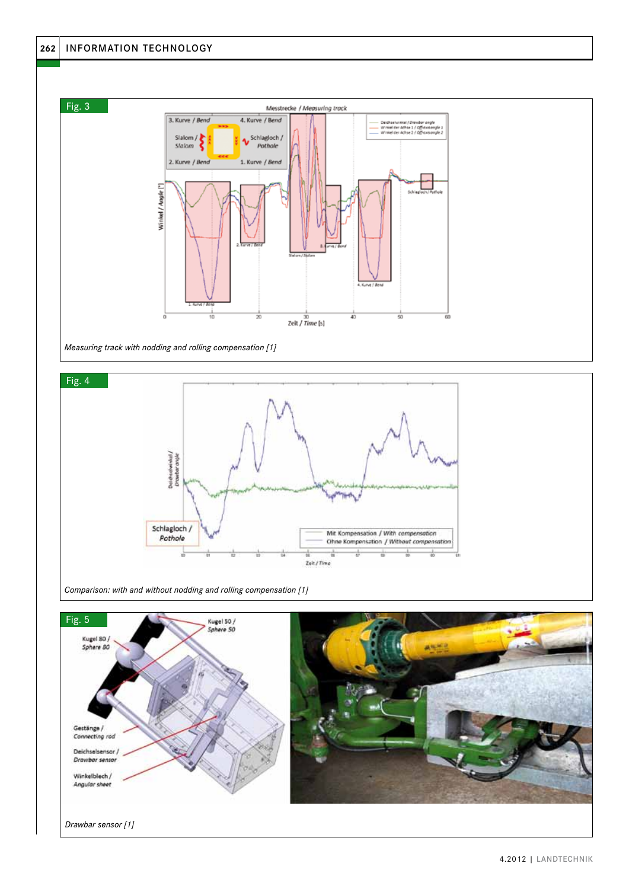Fig. 3

Measuring track with nodding and rolling compensation [1]

Fig. 4

Comparison: with and without nodding and rolling compensation [1]

Fig. 5

Drawbar sensor [1]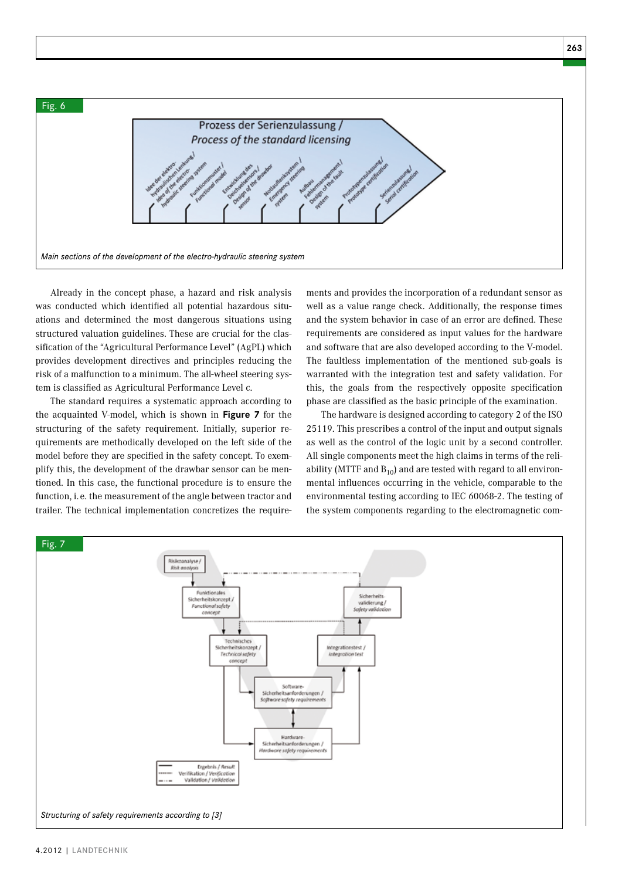Fig. 6

Main sections of the development of the electro-hydraulic steering system

Already in the concept phase, a hazard and risk analysis was conducted which identified all potential hazardous situations and determined the most dangerous situations using structured valuation guidelines. These are crucial for the classification of the "Agricultural Performance Level" (AgPL) which provides development directives and principles reducing the risk of a malfunction to a minimum. The all-wheel steering system is classified as Agricultural Performance Level c.

The standard requires a systematic approach according to the acquainted V-model, which is shown in **Figure 7** for the structuring of the safety requirement. Initially, superior requirements are methodically developed on the left side of the model before they are specified in the safety concept. To exemplify this, the development of the drawbar sensor can be mentioned. In this case, the functional procedure is to ensure the function, i. e. the measurement of the angle between tractor and trailer. The technical implementation concretizes the requirements and provides the incorporation of a redundant sensor as well as a value range check. Additionally, the response times and the system behavior in case of an error are defined. These requirements are considered as input values for the hardware and software that are also developed according to the V-model. The faultless implementation of the mentioned sub-goals is warranted with the integration test and safety validation. For this, the goals from the respectively opposite specification phase are classified as the basic principle of the examination.

The hardware is designed according to category 2 of the ISO 25119. This prescribes a control of the input and output signals as well as the control of the logic unit by a second controller. All single components meet the high claims in terms of the reliability (MTTF and $B_{10}$) and are tested with regard to all environmental influences occurring in the vehicle, comparable to the environmental testing according to IEC 60068-2. The testing of the system components regarding to the electromagnetic com-

Fig. 7

Structuring of safety requirements according to [3]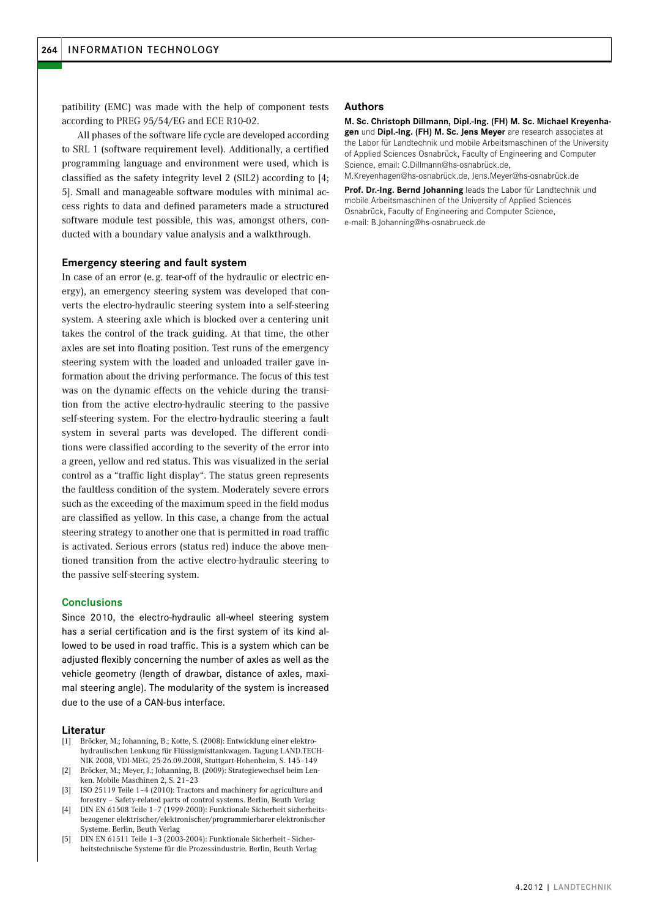patibility (EMC) was made with the help of component tests according to PREG 95/54/EG and ECE R10-02.

All phases of the software life cycle are developed according to SRL 1 (software requirement level). Additionally, a certified programming language and environment were used, which is classified as the safety integrity level 2 (SIL2) according to [4; 5]. Small and manageable software modules with minimal access rights to data and defined parameters made a structured software module test possible, this was, amongst others, conducted with a boundary value analysis and a walkthrough.

## Emergency steering and fault system

In case of an error (e.g. tear-off of the hydraulic or electric energy), an emergency steering system was developed that converts the electro-hydraulic steering system into a self-steering system. A steering axle which is blocked over a centering unit takes the control of the track guiding. At that time, the other axles are set into floating position. Test runs of the emergency steering system with the loaded and unloaded trailer gave information about the driving performance. The focus of this test was on the dynamic effects on the vehicle during the transition from the active electro-hydraulic steering to the passive self-steering system. For the electro-hydraulic steering a fault system in several parts was developed. The different conditions were classified according to the severity of the error into a green, yellow and red status. This was visualized in the serial control as a "traffic light display". The status green represents the faultless condition of the system. Moderately severe errors such as the exceeding of the maximum speed in the field modus are classified as yellow. In this case, a change from the actual steering strategy to another one that is permitted in road traffic is activated. Serious errors (status red) induce the above mentioned transition from the active electro-hydraulic steering to the passive self-steering system.

## Conclusions

Since 2010, the electro-hydraulic all-wheel steering system has a serial certification and is the first system of its kind allowed to be used in road traffic. This is a system which can be adjusted flexibly concerning the number of axles as well as the vehicle geometry (length of drawbar, distance of axles, maximal steering angle). The modularity of the system is increased due to the use of a CAN-bus interface.

## Literatur

[1] Bröcker, M.; Johanning, B.; Kotte, S. (2008): Entwicklung einer elektrohydraulischen Lenkung für Flüssigmisttankwagen. Tagung LAND.TECHNIK 2008, VDI-MEG, 25-26.09.2008, Stuttgart-Hohenheim, S. 145–149

[2] Bröcker, M.; Meyer, J.; Johanning, B. (2009): Strategiewechsel beim Lenken. Mobile Maschinen 2, S. 21–23

[3] ISO 25119 Teile 1–4 (2010): Tractors and machinery for agriculture and forestry – Safety-related parts of control systems. Berlin, Beuth Verlag

[4] DIN EN 61508 Teile 1–7 (1999-2000): Funktionale Sicherheit sicherheitsbezogener elektrischer/elektronischer/programmierbarer elektronischer Systeme. Berlin, Beuth Verlag

[5] DIN EN 61511 Teile 1–3 (2003-2004): Funktionale Sicherheit - Sicherheitstechnische Systeme für die Prozessindustrie. Berlin, Beuth Verlag

## Authors

**M. Sc. Christoph Dillmann, Dipl.-Ing. (FH) M. Sc. Michael Kreyenhagen** und **Dipl.-Ing. (FH) M. Sc. Jens Meyer** are research associates at the Labor für Landtechnik und mobile Arbeitsmaschinen of the University of Applied Sciences Osnabrück, Faculty of Engineering and Computer Science, email: C.Dillmann@hs-osnabrück.de, M.Kreyenhagen@hs-osnabrück.de, Jens.Meyer@hs-osnabrück.de

**Prof. Dr.-Ing. Bernd Johanning** leads the Labor für Landtechnik und mobile Arbeitsmaschinen of the University of Applied Sciences Osnabrück, Faculty of Engineering and Computer Science, e-mail: B.Johanning@hs-osnabrueck.de